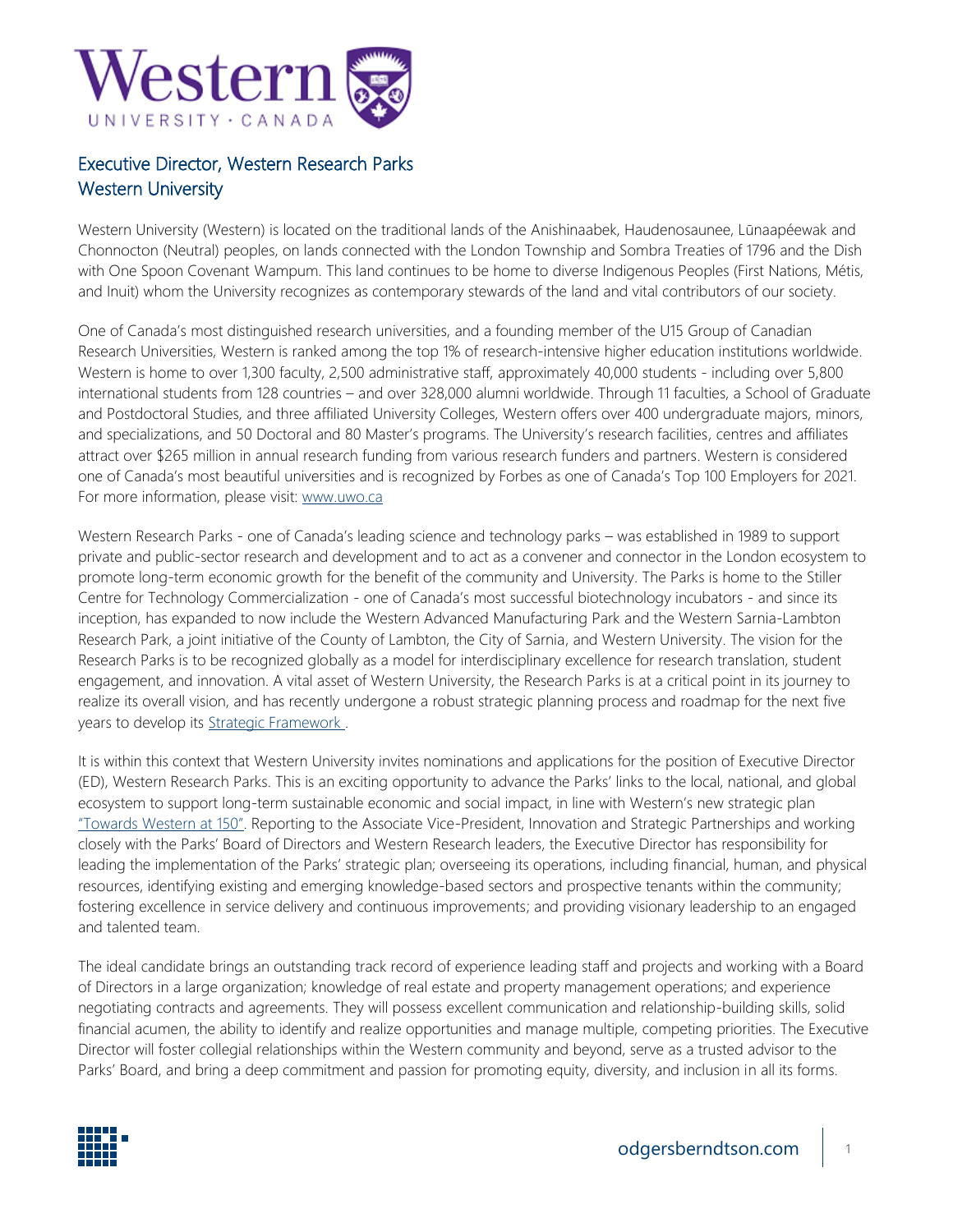# Executive Director, Western Research Parks
## Western University

Western University (Western) is located on the traditional lands of the Anishinaabek, Haudenosaunee, Lūnaapéewak and Chonnocton (Neutral) peoples, on lands connected with the London Township and Sombra Treaties of 1796 and the Dish with One Spoon Covenant Wampum. This land continues to be home to diverse Indigenous Peoples (First Nations, Métis, and Inuit) whom the University recognizes as contemporary stewards of the land and vital contributors of our society.

One of Canada's most distinguished research universities, and a founding member of the U15 Group of Canadian Research Universities, Western is ranked among the top 1% of research-intensive higher education institutions worldwide. Western is home to over 1,300 faculty, 2,500 administrative staff, approximately 40,000 students - including over 5,800 international students from 128 countries – and over 328,000 alumni worldwide. Through 11 faculties, a School of Graduate and Postdoctoral Studies, and three affiliated University Colleges, Western offers over 400 undergraduate majors, minors, and specializations, and 50 Doctoral and 80 Master's programs. The University's research facilities, centres and affiliates attract over $265 million in annual research funding from various research funders and partners. Western is considered one of Canada's most beautiful universities and is recognized by Forbes as one of Canada's Top 100 Employers for 2021. For more information, please visit: [www.uwo.ca](www.uwo.ca)

Western Research Parks - one of Canada's leading science and technology parks – was established in 1989 to support private and public-sector research and development and to act as a convener and connector in the London ecosystem to promote long-term economic growth for the benefit of the community and University. The Parks is home to the Stiller Centre for Technology Commercialization - one of Canada's most successful biotechnology incubators - and since its inception, has expanded to now include the Western Advanced Manufacturing Park and the Western Sarnia-Lambton Research Park, a joint initiative of the County of Lambton, the City of Sarnia, and Western University. The vision for the Research Parks is to be recognized globally as a model for interdisciplinary excellence for research translation, student engagement, and innovation. A vital asset of Western University, the Research Parks is at a critical point in its journey to realize its overall vision, and has recently undergone a robust strategic planning process and roadmap for the next five years to develop its Strategic Framework .

It is within this context that Western University invites nominations and applications for the position of Executive Director (ED), Western Research Parks. This is an exciting opportunity to advance the Parks' links to the local, national, and global ecosystem to support long-term sustainable economic and social impact, in line with Western's new strategic plan "Towards Western at 150". Reporting to the Associate Vice-President, Innovation and Strategic Partnerships and working closely with the Parks' Board of Directors and Western Research leaders, the Executive Director has responsibility for leading the implementation of the Parks' strategic plan; overseeing its operations, including financial, human, and physical resources, identifying existing and emerging knowledge-based sectors and prospective tenants within the community; fostering excellence in service delivery and continuous improvements; and providing visionary leadership to an engaged and talented team.

The ideal candidate brings an outstanding track record of experience leading staff and projects and working with a Board of Directors in a large organization; knowledge of real estate and property management operations; and experience negotiating contracts and agreements. They will possess excellent communication and relationship-building skills, solid financial acumen, the ability to identify and realize opportunities and manage multiple, competing priorities. The Executive Director will foster collegial relationships within the Western community and beyond, serve as a trusted advisor to the Parks' Board, and bring a deep commitment and passion for promoting equity, diversity, and inclusion in all its forms.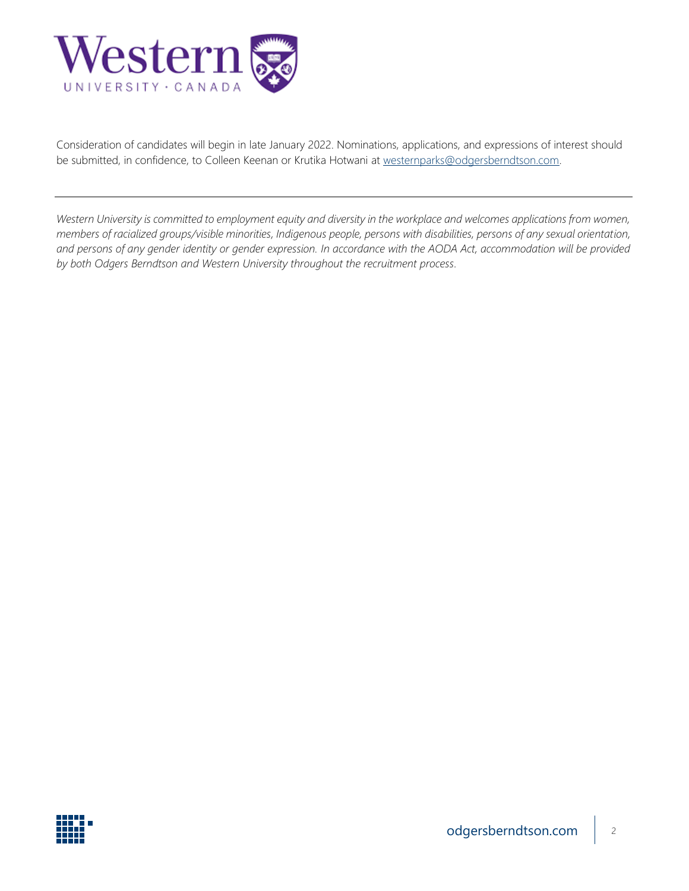Consideration of candidates will begin in late January 2022. Nominations, applications, and expressions of interest should be submitted, in confidence, to Colleen Keenan or Krutika Hotwani at westernparks@odgersberndtson.com.

---

*Western University is committed to employment equity and diversity in the workplace and welcomes applications from women, members of racialized groups/visible minorities, Indigenous people, persons with disabilities, persons of any sexual orientation, and persons of any gender identity or gender expression. In accordance with the AODA Act, accommodation will be provided by both Odgers Berndtson and Western University throughout the recruitment process.*